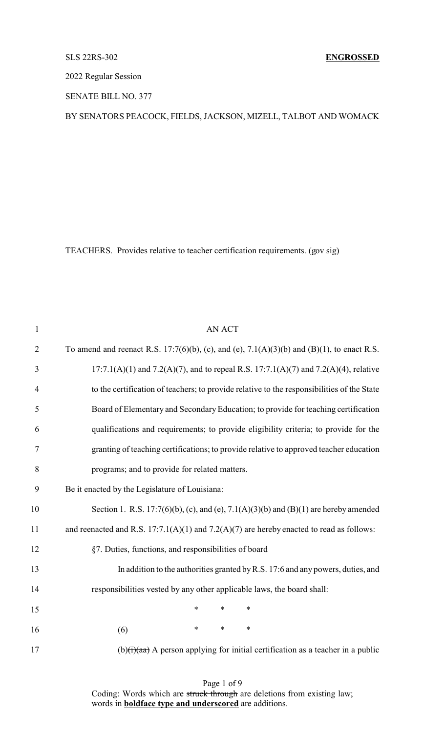SLS 22RS-302 **ENGROSSED**

2022 Regular Session

SENATE BILL NO. 377

BY SENATORS PEACOCK, FIELDS, JACKSON, MIZELL, TALBOT AND WOMACK

TEACHERS. Provides relative to teacher certification requirements. (gov sig)

AN ACT

To amend and reenact R.S. 17:7(6)(b), (c), and (e), 7.1(A)(3)(b) and (B)(1), to enact R.S. 17:7.1(A)(1) and 7.2(A)(7), and to repeal R.S. 17:7.1(A)(7) and 7.2(A)(4), relative to the certification of teachers; to provide relative to the responsibilities of the State Board of Elementary and Secondary Education; to provide for teaching certification qualifications and requirements; to provide eligibility criteria; to provide for the granting of teaching certifications; to provide relative to approved teacher education programs; and to provide for related matters.

Be it enacted by the Legislature of Louisiana:

Section 1. R.S. 17:7(6)(b), (c), and (e), 7.1(A)(3)(b) and (B)(1) are hereby amended and reenacted and R.S. 17:7.1(A)(1) and 7.2(A)(7) are hereby enacted to read as follows:

§7. Duties, functions, and responsibilities of board

In addition to the authorities granted by R.S. 17:6 and any powers, duties, and responsibilities vested by any other applicable laws, the board shall:

\* \* \*

(6) \* \* \*

(b)~~(i)(aa)~~ A person applying for initial certification as a teacher in a public

Coding: Words which are ~~struck through~~ are deletions from existing law; words in **boldface type and underscored** are additions.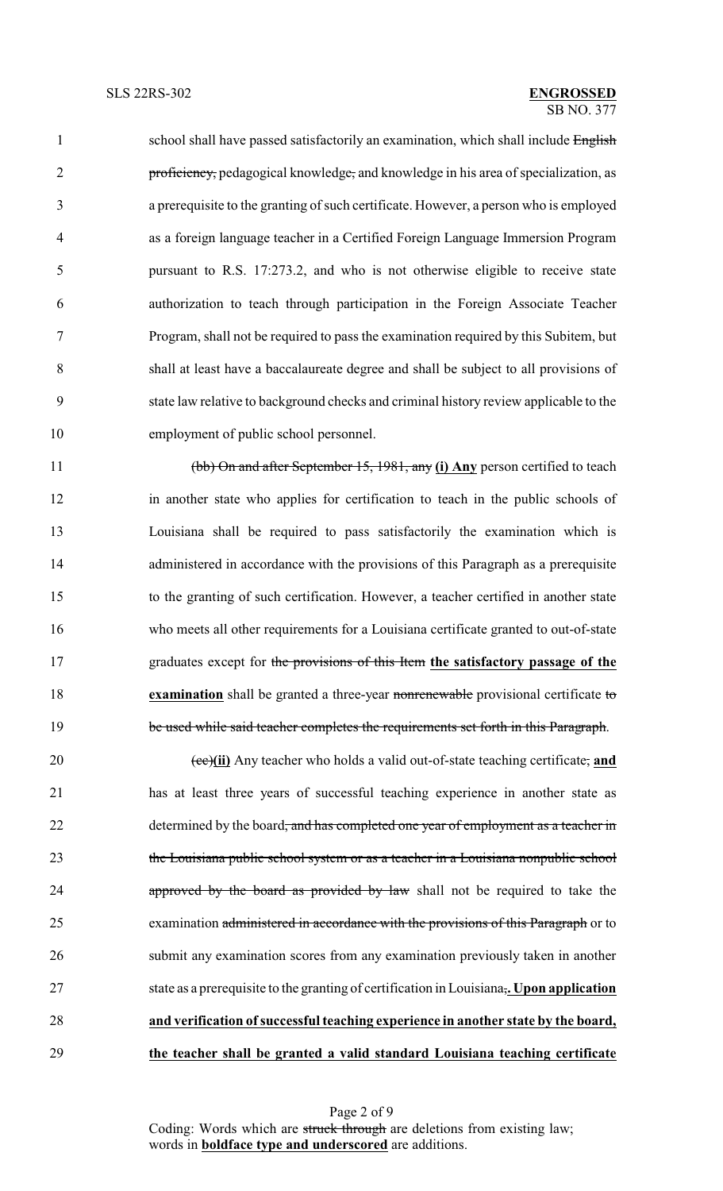school shall have passed satisfactorily an examination, which shall include ~~English proficiency,~~ pedagogical knowledge~~,~~ and knowledge in his area of specialization, as a prerequisite to the granting of such certificate. However, a person who is employed as a foreign language teacher in a Certified Foreign Language Immersion Program pursuant to R.S. 17:273.2, and who is not otherwise eligible to receive state authorization to teach through participation in the Foreign Associate Teacher Program, shall not be required to pass the examination required by this Subitem, but shall at least have a baccalaureate degree and shall be subject to all provisions of state law relative to background checks and criminal history review applicable to the employment of public school personnel.

~~(bb) On and after September 15, 1981, any~~ **(i) Any** person certified to teach in another state who applies for certification to teach in the public schools of Louisiana shall be required to pass satisfactorily the examination which is administered in accordance with the provisions of this Paragraph as a prerequisite to the granting of such certification. However, a teacher certified in another state who meets all other requirements for a Louisiana certificate granted to out-of-state graduates except for ~~the provisions of this Item~~ **the satisfactory passage of the examination** shall be granted a three-year ~~nonrenewable~~ provisional certificate ~~to be used while said teacher completes the requirements set forth in this Paragraph~~.

~~(cc)~~**(ii)** Any teacher who holds a valid out-of-state teaching certificate~~,~~ **and** has at least three years of successful teaching experience in another state as determined by the board~~, and has completed one year of employment as a teacher in the Louisiana public school system or as a teacher in a Louisiana nonpublic school approved by the board as provided by law~~ shall not be required to take the examination ~~administered in accordance with the provisions of this Paragraph~~ or to submit any examination scores from any examination previously taken in another state as a prerequisite to the granting of certification in Louisiana~~,~~**. Upon application and verification of successful teaching experience in another state by the board, the teacher shall be granted a valid standard Louisiana teaching certificate**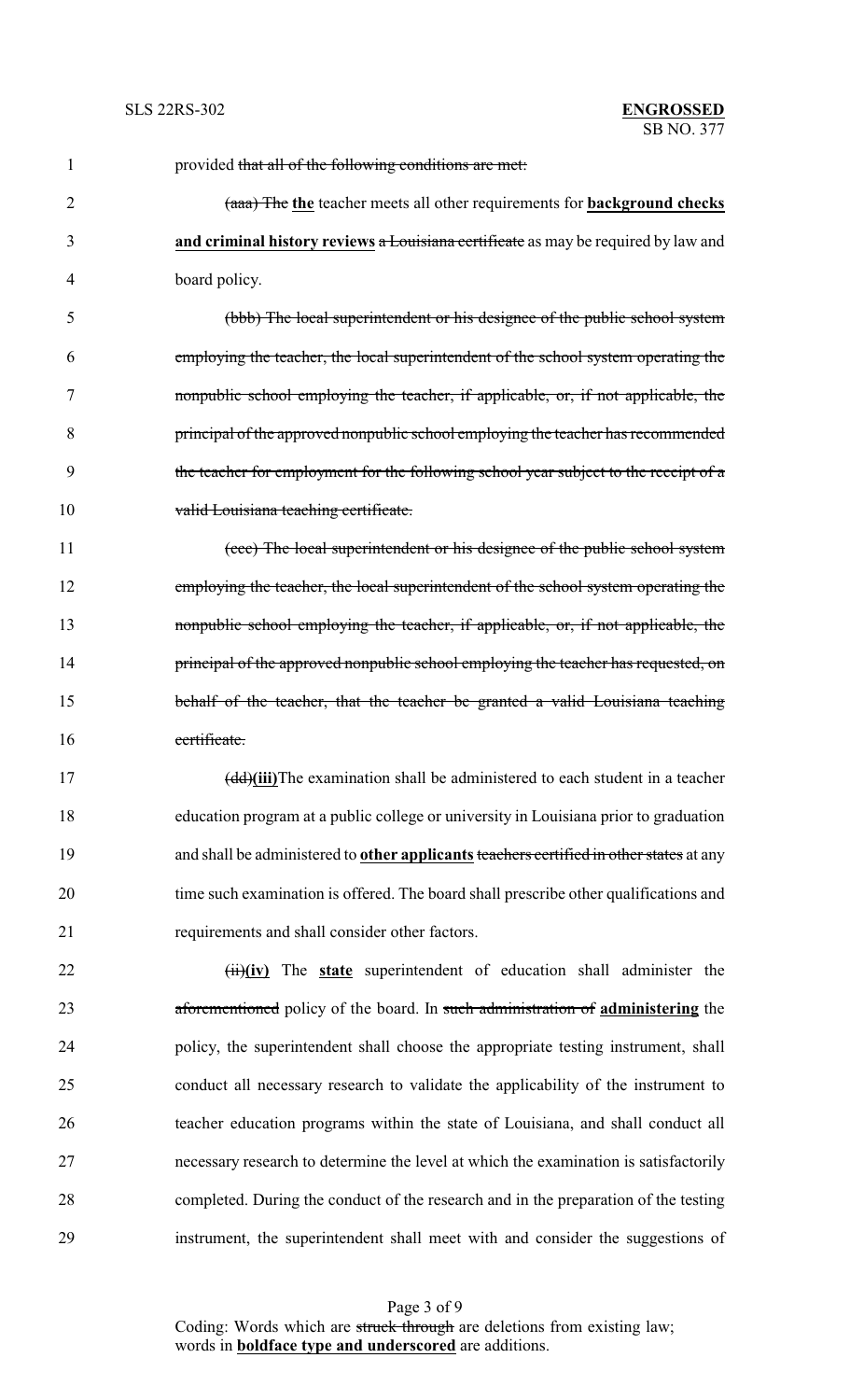provided ~~that all of the following conditions are met:~~

~~(aaa) The~~ **the** teacher meets all other requirements for **background checks and criminal history reviews** ~~a Louisiana certificate~~ as may be required by law and board policy.

~~(bbb) The local superintendent or his designee of the public school system employing the teacher, the local superintendent of the school system operating the nonpublic school employing the teacher, if applicable, or, if not applicable, the principal of the approved nonpublic school employing the teacher has recommended the teacher for employment for the following school year subject to the receipt of a valid Louisiana teaching certificate.~~

~~(ccc) The local superintendent or his designee of the public school system employing the teacher, the local superintendent of the school system operating the nonpublic school employing the teacher, if applicable, or, if not applicable, the principal of the approved nonpublic school employing the teacher has requested, on behalf of the teacher, that the teacher be granted a valid Louisiana teaching certificate.~~

~~(dd)~~**(iii)**The examination shall be administered to each student in a teacher education program at a public college or university in Louisiana prior to graduation and shall be administered to **other applicants** ~~teachers certified in other states~~ at any time such examination is offered. The board shall prescribe other qualifications and requirements and shall consider other factors.

~~(ii)~~**(iv)** The **state** superintendent of education shall administer the ~~aforementioned~~ policy of the board. In ~~such administration of~~ **administering** the policy, the superintendent shall choose the appropriate testing instrument, shall conduct all necessary research to validate the applicability of the instrument to teacher education programs within the state of Louisiana, and shall conduct all necessary research to determine the level at which the examination is satisfactorily completed. During the conduct of the research and in the preparation of the testing instrument, the superintendent shall meet with and consider the suggestions of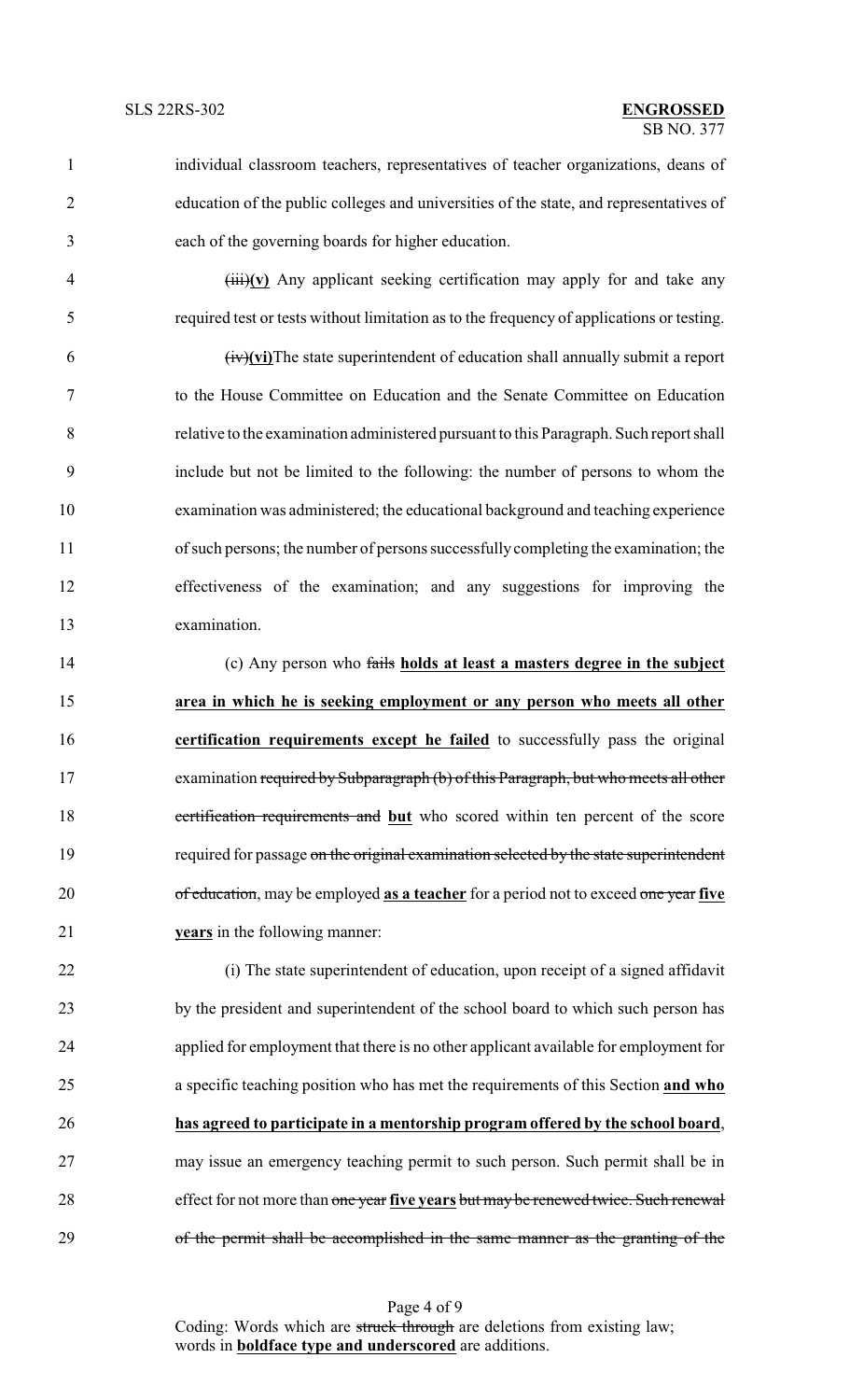individual classroom teachers, representatives of teacher organizations, deans of education of the public colleges and universities of the state, and representatives of each of the governing boards for higher education.

~~(iii)~~**(v)** Any applicant seeking certification may apply for and take any required test or tests without limitation as to the frequency of applications or testing.

~~(iv)~~**(vi)**The state superintendent of education shall annually submit a report to the House Committee on Education and the Senate Committee on Education relative to the examination administered pursuant to this Paragraph. Such report shall include but not be limited to the following: the number of persons to whom the examination was administered; the educational background and teaching experience of such persons; the number of persons successfully completing the examination; the effectiveness of the examination; and any suggestions for improving the examination.

(c) Any person who ~~fails~~ **holds at least a masters degree in the subject area in which he is seeking employment or any person who meets all other certification requirements except he failed** to successfully pass the original examination ~~required by Subparagraph (b) of this Paragraph, but who meets all other certification requirements and~~ **but** who scored within ten percent of the score required for passage ~~on the original examination selected by the state superintendent of education~~, may be employed **as a teacher** for a period not to exceed ~~one year~~ **five years** in the following manner:

(i) The state superintendent of education, upon receipt of a signed affidavit by the president and superintendent of the school board to which such person has applied for employment that there is no other applicant available for employment for a specific teaching position who has met the requirements of this Section **and who has agreed to participate in a mentorship program offered by the school board**, may issue an emergency teaching permit to such person. Such permit shall be in effect for not more than ~~one year~~ **five years** ~~but may be renewed twice. Such renewal of the permit shall be accomplished in the same manner as the granting of the~~

Coding: Words which are ~~struck through~~ are deletions from existing law; words in **boldface type and underscored** are additions.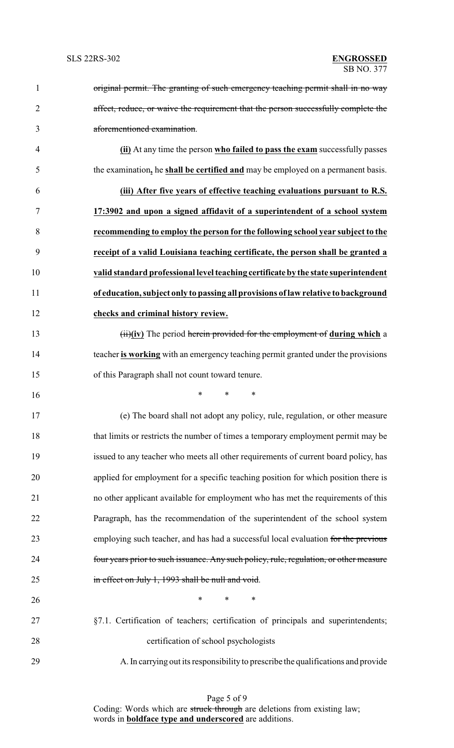original permit. The granting of such emergency teaching permit shall in no way affect, reduce, or waive the requirement that the person successfully complete the aforementioned examination.

**(ii)** At any time the person **who failed to pass the exam** successfully passes the examination**,** he **shall be certified and** may be employed on a permanent basis.

**(iii) After five years of effective teaching evaluations pursuant to R.S. 17:3902 and upon a signed affidavit of a superintendent of a school system recommending to employ the person for the following school year subject to the receipt of a valid Louisiana teaching certificate, the person shall be granted a valid standard professional level teaching certificate by the state superintendent of education, subject only to passing all provisions of law relative to background checks and criminal history review.**

~~(ii)~~**(iv)** The period ~~herein provided for the employment of~~ **during which** a teacher **is working** with an emergency teaching permit granted under the provisions of this Paragraph shall not count toward tenure.

\* \* \*

(e) The board shall not adopt any policy, rule, regulation, or other measure that limits or restricts the number of times a temporary employment permit may be issued to any teacher who meets all other requirements of current board policy, has applied for employment for a specific teaching position for which position there is no other applicant available for employment who has met the requirements of this Paragraph, has the recommendation of the superintendent of the school system employing such teacher, and has had a successful local evaluation ~~for the previous four years prior to such issuance. Any such policy, rule, regulation, or other measure in effect on July 1, 1993 shall be null and void~~.

\* \* \*

§7.1. Certification of teachers; certification of principals and superintendents; certification of school psychologists

A. In carrying out its responsibility to prescribe the qualifications and provide

Coding: Words which are ~~struck through~~ are deletions from existing law; words in **boldface type and underscored** are additions.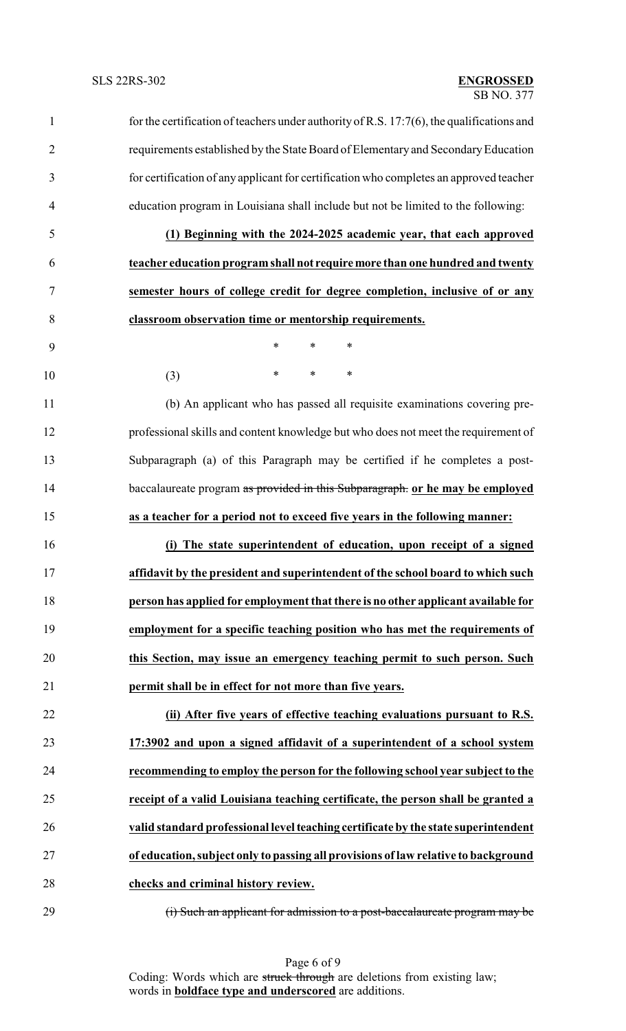for the certification of teachers under authority of R.S. 17:7(6), the qualifications and requirements established by the State Board of Elementary and Secondary Education for certification of any applicant for certification who completes an approved teacher education program in Louisiana shall include but not be limited to the following:

**(1) Beginning with the 2024-2025 academic year, that each approved teacher education program shall not require more than one hundred and twenty semester hours of college credit for degree completion, inclusive of or any classroom observation time or mentorship requirements.**

\* \* \*

(3) \* \* \*

(b) An applicant who has passed all requisite examinations covering pre-professional skills and content knowledge but who does not meet the requirement of Subparagraph (a) of this Paragraph may be certified if he completes a post-baccalaureate program ~~as provided in this Subparagraph.~~ **or he may be employed as a teacher for a period not to exceed five years in the following manner:**

**(i) The state superintendent of education, upon receipt of a signed affidavit by the president and superintendent of the school board to which such person has applied for employment that there is no other applicant available for employment for a specific teaching position who has met the requirements of this Section, may issue an emergency teaching permit to such person. Such permit shall be in effect for not more than five years.**

**(ii) After five years of effective teaching evaluations pursuant to R.S. 17:3902 and upon a signed affidavit of a superintendent of a school system recommending to employ the person for the following school year subject to the receipt of a valid Louisiana teaching certificate, the person shall be granted a valid standard professional level teaching certificate by the state superintendent of education, subject only to passing all provisions of law relative to background checks and criminal history review.**

~~(i) Such an applicant for admission to a post-baccalaureate program may be~~

Coding: Words which are ~~struck through~~ are deletions from existing law; words in **boldface type and underscored** are additions.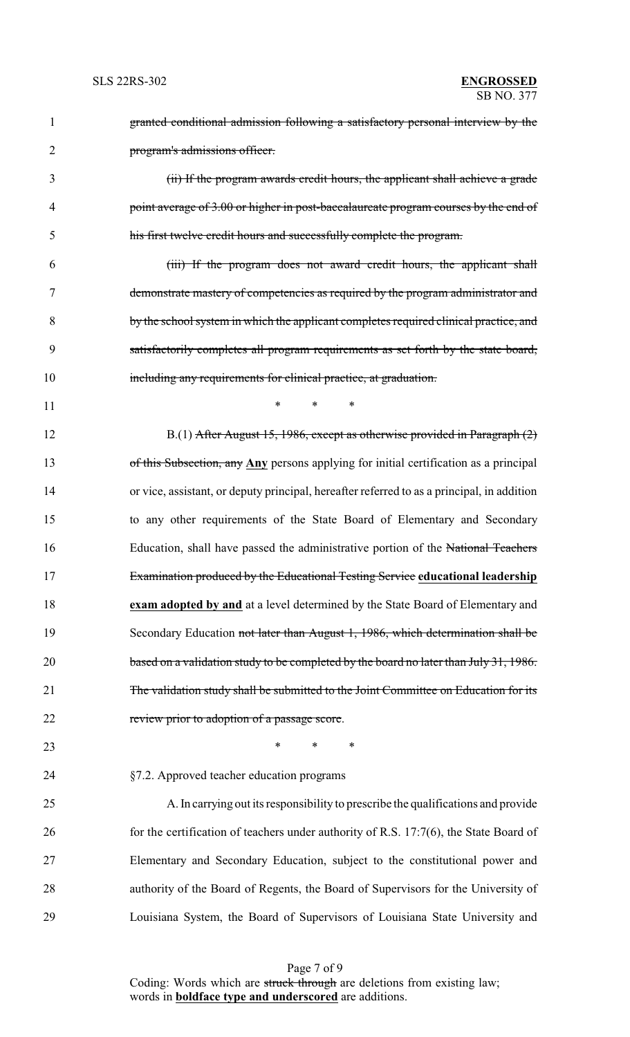~~granted conditional admission following a satisfactory personal interview by the program's admissions officer.~~

~~(ii) If the program awards credit hours, the applicant shall achieve a grade point average of 3.00 or higher in post-baccalaureate program courses by the end of his first twelve credit hours and successfully complete the program.~~

~~(iii) If the program does not award credit hours, the applicant shall demonstrate mastery of competencies as required by the program administrator and by the school system in which the applicant completes required clinical practice, and satisfactorily completes all program requirements as set forth by the state board, including any requirements for clinical practice, at graduation.~~

\*      \*      \*

B.(1) ~~After August 15, 1986, except as otherwise provided in Paragraph (2) of this Subsection, any~~ **<u>Any</u>** persons applying for initial certification as a principal or vice, assistant, or deputy principal, hereafter referred to as a principal, in addition to any other requirements of the State Board of Elementary and Secondary Education, shall have passed the administrative portion of the ~~National Teachers Examination produced by the Educational Testing Service~~ **<u>educational leadership exam adopted by and</u>** at a level determined by the State Board of Elementary and Secondary Education ~~not later than August 1, 1986, which determination shall be based on a validation study to be completed by the board no later than July 31, 1986. The validation study shall be submitted to the Joint Committee on Education for its review prior to adoption of a passage score~~.

\*      \*      \*

§7.2. Approved teacher education programs

A. In carrying out its responsibility to prescribe the qualifications and provide for the certification of teachers under authority of R.S. 17:7(6), the State Board of Elementary and Secondary Education, subject to the constitutional power and authority of the Board of Regents, the Board of Supervisors for the University of Louisiana System, the Board of Supervisors of Louisiana State University and

Coding: Words which are ~~struck through~~ are deletions from existing law; words in **<u>boldface type and underscored</u>** are additions.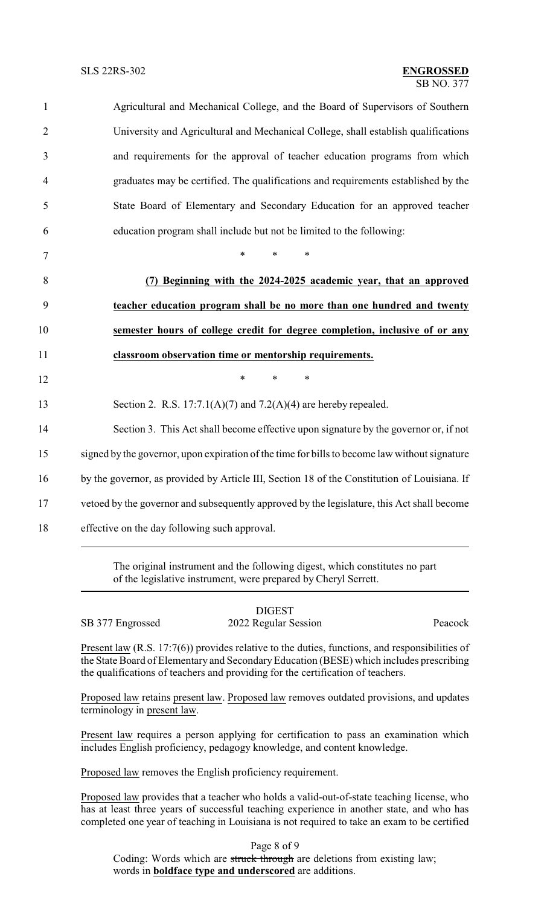Agricultural and Mechanical College, and the Board of Supervisors of Southern University and Agricultural and Mechanical College, shall establish qualifications and requirements for the approval of teacher education programs from which graduates may be certified. The qualifications and requirements established by the State Board of Elementary and Secondary Education for an approved teacher education program shall include but not be limited to the following:

\* \* \*

<u>**(7) Beginning with the 2024-2025 academic year, that an approved teacher education program shall be no more than one hundred and twenty semester hours of college credit for degree completion, inclusive of or any classroom observation time or mentorship requirements.**</u>

\* \* \*

Section 2. R.S. 17:7.1(A)(7) and 7.2(A)(4) are hereby repealed.

Section 3. This Act shall become effective upon signature by the governor or, if not signed by the governor, upon expiration of the time for bills to become law without signature by the governor, as provided by Article III, Section 18 of the Constitution of Louisiana. If vetoed by the governor and subsequently approved by the legislature, this Act shall become effective on the day following such approval.

---

The original instrument and the following digest, which constitutes no part of the legislative instrument, were prepared by Cheryl Serrett.

---

DIGEST

SB 377 Engrossed — 2022 Regular Session — Peacock

<u>Present law</u> (R.S. 17:7(6)) provides relative to the duties, functions, and responsibilities of the State Board of Elementary and Secondary Education (BESE) which includes prescribing the qualifications of teachers and providing for the certification of teachers.

<u>Proposed law</u> retains <u>present law</u>. <u>Proposed law</u> removes outdated provisions, and updates terminology in <u>present law</u>.

<u>Present law</u> requires a person applying for certification to pass an examination which includes English proficiency, pedagogy knowledge, and content knowledge.

<u>Proposed law</u> removes the English proficiency requirement.

<u>Proposed law</u> provides that a teacher who holds a valid-out-of-state teaching license, who has at least three years of successful teaching experience in another state, and who has completed one year of teaching in Louisiana is not required to take an exam to be certified

Coding: Words which are ~~struck through~~ are deletions from existing law; words in <u>**boldface type and underscored**</u> are additions.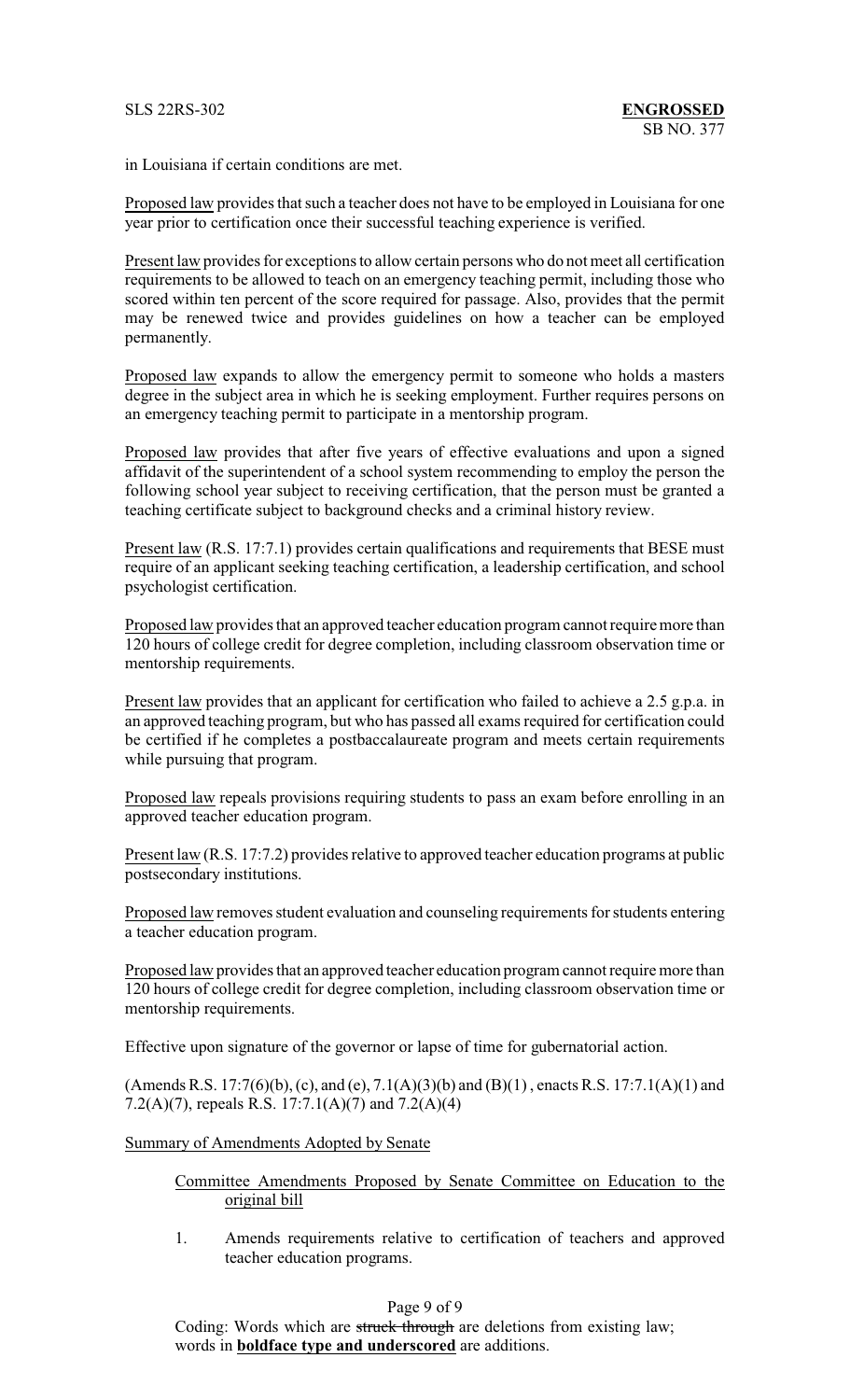in Louisiana if certain conditions are met.

Proposed law provides that such a teacher does not have to be employed in Louisiana for one year prior to certification once their successful teaching experience is verified.

Present law provides for exceptions to allow certain persons who do not meet all certification requirements to be allowed to teach on an emergency teaching permit, including those who scored within ten percent of the score required for passage. Also, provides that the permit may be renewed twice and provides guidelines on how a teacher can be employed permanently.

Proposed law expands to allow the emergency permit to someone who holds a masters degree in the subject area in which he is seeking employment. Further requires persons on an emergency teaching permit to participate in a mentorship program.

Proposed law provides that after five years of effective evaluations and upon a signed affidavit of the superintendent of a school system recommending to employ the person the following school year subject to receiving certification, that the person must be granted a teaching certificate subject to background checks and a criminal history review.

Present law (R.S. 17:7.1) provides certain qualifications and requirements that BESE must require of an applicant seeking teaching certification, a leadership certification, and school psychologist certification.

Proposed law provides that an approved teacher education program cannot require more than 120 hours of college credit for degree completion, including classroom observation time or mentorship requirements.

Present law provides that an applicant for certification who failed to achieve a 2.5 g.p.a. in an approved teaching program, but who has passed all exams required for certification could be certified if he completes a postbaccalaureate program and meets certain requirements while pursuing that program.

Proposed law repeals provisions requiring students to pass an exam before enrolling in an approved teacher education program.

Present law (R.S. 17:7.2) provides relative to approved teacher education programs at public postsecondary institutions.

Proposed law removes student evaluation and counseling requirements for students entering a teacher education program.

Proposed law provides that an approved teacher education program cannot require more than 120 hours of college credit for degree completion, including classroom observation time or mentorship requirements.

Effective upon signature of the governor or lapse of time for gubernatorial action.

(Amends R.S. 17:7(6)(b), (c), and (e), 7.1(A)(3)(b) and (B)(1) , enacts R.S. 17:7.1(A)(1) and 7.2(A)(7), repeals R.S. 17:7.1(A)(7) and 7.2(A)(4)

Summary of Amendments Adopted by Senate

Committee Amendments Proposed by Senate Committee on Education to the original bill

1. Amends requirements relative to certification of teachers and approved teacher education programs.

Coding: Words which are ~~struck through~~ are deletions from existing law; words in **boldface type and underscored** are additions.